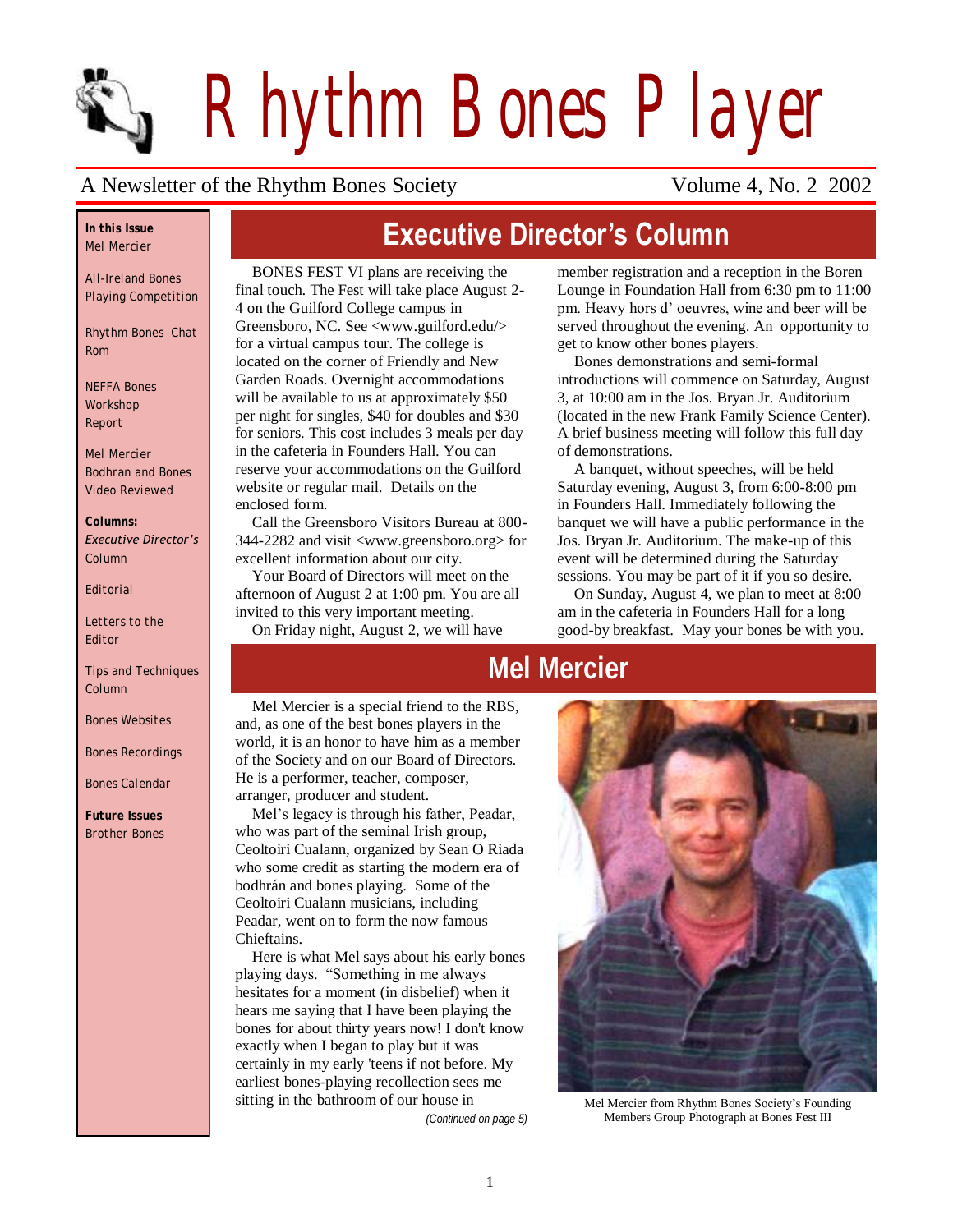# Rhythm Bones Player

A Newsletter of the Rhythm Bones Society — Volume 4, No. 2 2002

**In this Issue**
Mel Mercier

All-Ireland Bones Playing Competition

Rhythm Bones Chat Rom

NEFFA Bones Workshop Report

Mel Mercier Bodhran and Bones Video Reviewed

**Columns:**
*Executive Director's* Column

Editorial

Letters to the Editor

Tips and Techniques Column

Bones Websites

Bones Recordings

Bones Calendar

**Future Issues**
Brother Bones

## Executive Director's Column

BONES FEST VI plans are receiving the final touch. The Fest will take place August 2-4 on the Guilford College campus in Greensboro, NC. See <www.guilford.edu/> for a virtual campus tour. The college is located on the corner of Friendly and New Garden Roads. Overnight accommodations will be available to us at approximately $50 per night for singles, $40 for doubles and $30 for seniors. This cost includes 3 meals per day in the cafeteria in Founders Hall. You can reserve your accommodations on the Guilford website or regular mail. Details on the enclosed form.

Call the Greensboro Visitors Bureau at 800-344-2282 and visit <www.greensboro.org> for excellent information about our city.

Your Board of Directors will meet on the afternoon of August 2 at 1:00 pm. You are all invited to this very important meeting.

On Friday night, August 2, we will have member registration and a reception in the Boren Lounge in Foundation Hall from 6:30 pm to 11:00 pm. Heavy hors d' oeuvres, wine and beer will be served throughout the evening. An opportunity to get to know other bones players.

Bones demonstrations and semi-formal introductions will commence on Saturday, August 3, at 10:00 am in the Jos. Bryan Jr. Auditorium (located in the new Frank Family Science Center). A brief business meeting will follow this full day of demonstrations.

A banquet, without speeches, will be held Saturday evening, August 3, from 6:00-8:00 pm in Founders Hall. Immediately following the banquet we will have a public performance in the Jos. Bryan Jr. Auditorium. The make-up of this event will be determined during the Saturday sessions. You may be part of it if you so desire.

On Sunday, August 4, we plan to meet at 8:00 am in the cafeteria in Founders Hall for a long good-by breakfast. May your bones be with you.

## Mel Mercier

Mel Mercier is a special friend to the RBS, and, as one of the best bones players in the world, it is an honor to have him as a member of the Society and on our Board of Directors. He is a performer, teacher, composer, arranger, producer and student.

Mel's legacy is through his father, Peadar, who was part of the seminal Irish group, Ceoltoiri Cualann, organized by Sean O Riada who some credit as starting the modern era of bodhrán and bones playing. Some of the Ceoltoiri Cualann musicians, including Peadar, went on to form the now famous Chieftains.

Here is what Mel says about his early bones playing days. "Something in me always hesitates for a moment (in disbelief) when it hears me saying that I have been playing the bones for about thirty years now! I don't know exactly when I began to play but it was certainly in my early 'teens if not before. My earliest bones-playing recollection sees me sitting in the bathroom of our house in

*(Continued on page 5)*

Mel Mercier from Rhythm Bones Society's Founding Members Group Photograph at Bones Fest III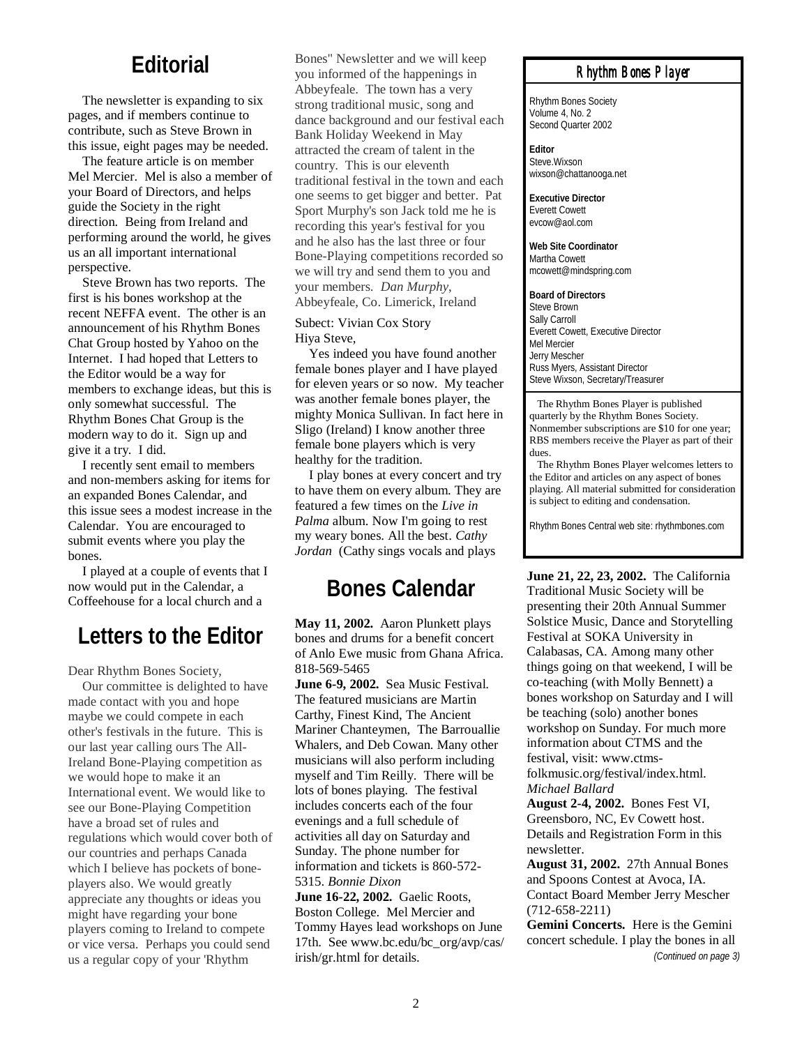## Editorial

The newsletter is expanding to six pages, and if members continue to contribute, such as Steve Brown in this issue, eight pages may be needed.

The feature article is on member Mel Mercier. Mel is also a member of your Board of Directors, and helps guide the Society in the right direction. Being from Ireland and performing around the world, he gives us an all important international perspective.

Steve Brown has two reports. The first is his bones workshop at the recent NEFFA event. The other is an announcement of his Rhythm Bones Chat Group hosted by Yahoo on the Internet. I had hoped that Letters to the Editor would be a way for members to exchange ideas, but this is only somewhat successful. The Rhythm Bones Chat Group is the modern way to do it. Sign up and give it a try. I did.

I recently sent email to members and non-members asking for items for an expanded Bones Calendar, and this issue sees a modest increase in the Calendar. You are encouraged to submit events where you play the bones.

I played at a couple of events that I now would put in the Calendar, a Coffeehouse for a local church and a

## Letters to the Editor

Dear Rhythm Bones Society,

Our committee is delighted to have made contact with you and hope maybe we could compete in each other's festivals in the future. This is our last year calling ours The All-Ireland Bone-Playing competition as we would hope to make it an International event. We would like to see our Bone-Playing Competition have a broad set of rules and regulations which would cover both of our countries and perhaps Canada which I believe has pockets of bone-players also. We would greatly appreciate any thoughts or ideas you might have regarding your bone players coming to Ireland to compete or vice versa. Perhaps you could send us a regular copy of your 'Rhythm Bones" Newsletter and we will keep you informed of the happenings in Abbeyfeale. The town has a very strong traditional music, song and dance background and our festival each Bank Holiday Weekend in May attracted the cream of talent in the country. This is our eleventh traditional festival in the town and each one seems to get bigger and better. Pat Sport Murphy's son Jack told me he is recording this year's festival for you and he also has the last three or four Bone-Playing competitions recorded so we will try and send them to you and your members. *Dan Murphy*, Abbeyfeale, Co. Limerick, Ireland

Subect: Vivian Cox Story
Hiya Steve,

Yes indeed you have found another female bones player and I have played for eleven years or so now. My teacher was another female bones player, the mighty Monica Sullivan. In fact here in Sligo (Ireland) I know another three female bone players which is very healthy for the tradition.

I play bones at every concert and try to have them on every album. They are featured a few times on the *Live in Palma* album. Now I'm going to rest my weary bones. All the best. *Cathy Jordan* (Cathy sings vocals and plays

## Bones Calendar

**May 11, 2002.** Aaron Plunkett plays bones and drums for a benefit concert of Anlo Ewe music from Ghana Africa. 818-569-5465

**June 6-9, 2002.** Sea Music Festival. The featured musicians are Martin Carthy, Finest Kind, The Ancient Mariner Chanteymen, The Barrouallie Whalers, and Deb Cowan. Many other musicians will also perform including myself and Tim Reilly. There will be lots of bones playing. The festival includes concerts each of the four evenings and a full schedule of activities all day on Saturday and Sunday. The phone number for information and tickets is 860-572-5315. *Bonnie Dixon*

**June 16-22, 2002.** Gaelic Roots, Boston College. Mel Mercier and Tommy Hayes lead workshops on June 17th. See www.bc.edu/bc_org/avp/cas/irish/gr.html for details.

**June 21, 22, 23, 2002.** The California Traditional Music Society will be presenting their 20th Annual Summer Solstice Music, Dance and Storytelling Festival at SOKA University in Calabasas, CA. Among many other things going on that weekend, I will be co-teaching (with Molly Bennett) a bones workshop on Saturday and I will be teaching (solo) another bones workshop on Sunday. For much more information about CTMS and the festival, visit: www.ctms-folkmusic.org/festival/index.html. *Michael Ballard*

**August 2-4, 2002.** Bones Fest VI, Greensboro, NC, Ev Cowett host. Details and Registration Form in this newsletter.

**August 31, 2002.** 27th Annual Bones and Spoons Contest at Avoca, IA. Contact Board Member Jerry Mescher (712-658-2211)

**Gemini Concerts.** Here is the Gemini concert schedule. I play the bones in all

*(Continued on page 3)*

---

### Rhythm Bones Player

Rhythm Bones Society
Volume 4, No. 2
Second Quarter 2002

**Editor**
Steve.Wixson
wixson@chattanooga.net

**Executive Director**
Everett Cowett
evcow@aol.com

**Web Site Coordinator**
Martha Cowett
mcowett@mindspring.com

**Board of Directors**
Steve Brown
Sally Carroll
Everett Cowett, Executive Director
Mel Mercier
Jerry Mescher
Russ Myers, Assistant Director
Steve Wixson, Secretary/Treasurer

The Rhythm Bones Player is published quarterly by the Rhythm Bones Society. Nonmember subscriptions are $10 for one year; RBS members receive the Player as part of their dues.

The Rhythm Bones Player welcomes letters to the Editor and articles on any aspect of bones playing. All material submitted for consideration is subject to editing and condensation.

Rhythm Bones Central web site: rhythmbones.com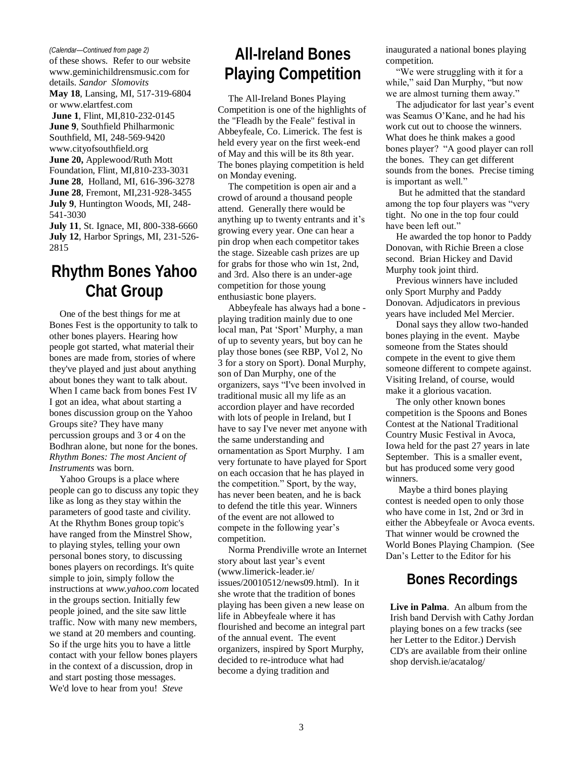*(Calendar—Continued from page 2)*

of these shows. Refer to our website www.geminichildrensmusic.com for details. *Sandor Slomovits*

**May 18**, Lansing, MI, 517-319-6804 or www.elartfest.com

**June 1**, Flint, MI,810-232-0145

**June 9**, Southfield Philharmonic Southfield, MI, 248-569-9420 www.cityofsouthfield.org

**June 20,** Applewood/Ruth Mott Foundation, Flint, MI,810-233-3031

**June 28**, Holland, MI, 616-396-3278

**June 28**, Fremont, MI,231-928-3455

**July 9**, Huntington Woods, MI, 248-541-3030

**July 11**, St. Ignace, MI, 800-338-6660

**July 12**, Harbor Springs, MI, 231-526-2815

## Rhythm Bones Yahoo Chat Group

One of the best things for me at Bones Fest is the opportunity to talk to other bones players. Hearing how people got started, what material their bones are made from, stories of where they've played and just about anything about bones they want to talk about. When I came back from bones Fest IV I got an idea, what about starting a bones discussion group on the Yahoo Groups site? They have many percussion groups and 3 or 4 on the Bodhran alone, but none for the bones. *Rhythm Bones: The most Ancient of Instruments* was born.

Yahoo Groups is a place where people can go to discuss any topic they like as long as they stay within the parameters of good taste and civility. At the Rhythm Bones group topic's have ranged from the Minstrel Show, to playing styles, telling your own personal bones story, to discussing bones players on recordings. It's quite simple to join, simply follow the instructions at *www.yahoo.com* located in the groups section. Initially few people joined, and the site saw little traffic. Now with many new members, we stand at 20 members and counting. So if the urge hits you to have a little contact with your fellow bones players in the context of a discussion, drop in and start posting those messages. We'd love to hear from you! *Steve*

## All-Ireland Bones Playing Competition

The All-Ireland Bones Playing Competition is one of the highlights of the "Fleadh by the Feale" festival in Abbeyfeale, Co. Limerick. The fest is held every year on the first week-end of May and this will be its 8th year. The bones playing competition is held on Monday evening.

The competition is open air and a crowd of around a thousand people attend. Generally there would be anything up to twenty entrants and it's growing every year. One can hear a pin drop when each competitor takes the stage. Sizeable cash prizes are up for grabs for those who win 1st, 2nd, and 3rd. Also there is an under-age competition for those young enthusiastic bone players.

Abbeyfeale has always had a bone - playing tradition mainly due to one local man, Pat 'Sport' Murphy, a man of up to seventy years, but boy can he play those bones (see RBP, Vol 2, No 3 for a story on Sport). Donal Murphy, son of Dan Murphy, one of the organizers, says "I've been involved in traditional music all my life as an accordion player and have recorded with lots of people in Ireland, but I have to say I've never met anyone with the same understanding and ornamentation as Sport Murphy. I am very fortunate to have played for Sport on each occasion that he has played in the competition." Sport, by the way, has never been beaten, and he is back to defend the title this year. Winners of the event are not allowed to compete in the following year's competition.

Norma Prendiville wrote an Internet story about last year's event (www.limerick-leader.ie/issues/20010512/news09.html). In it she wrote that the tradition of bones playing has been given a new lease on life in Abbeyfeale where it has flourished and become an integral part of the annual event. The event organizers, inspired by Sport Murphy, decided to re-introduce what had become a dying tradition and inaugurated a national bones playing competition.

"We were struggling with it for a while," said Dan Murphy, "but now we are almost turning them away."

The adjudicator for last year's event was Seamus O'Kane, and he had his work cut out to choose the winners. What does he think makes a good bones player? "A good player can roll the bones. They can get different sounds from the bones. Precise timing is important as well."

But he admitted that the standard among the top four players was "very tight. No one in the top four could have been left out."

He awarded the top honor to Paddy Donovan, with Richie Breen a close second. Brian Hickey and David Murphy took joint third.

Previous winners have included only Sport Murphy and Paddy Donovan. Adjudicators in previous years have included Mel Mercier.

Donal says they allow two-handed bones playing in the event. Maybe someone from the States should compete in the event to give them someone different to compete against. Visiting Ireland, of course, would make it a glorious vacation.

The only other known bones competition is the Spoons and Bones Contest at the National Traditional Country Music Festival in Avoca, Iowa held for the past 27 years in late September. This is a smaller event, but has produced some very good winners.

Maybe a third bones playing contest is needed open to only those who have come in 1st, 2nd or 3rd in either the Abbeyfeale or Avoca events. That winner would be crowned the World Bones Playing Champion. (See Dan's Letter to the Editor for his

## Bones Recordings

**Live in Palma**. An album from the Irish band Dervish with Cathy Jordan playing bones on a few tracks (see her Letter to the Editor.) Dervish CD's are available from their online shop dervish.ie/acatalog/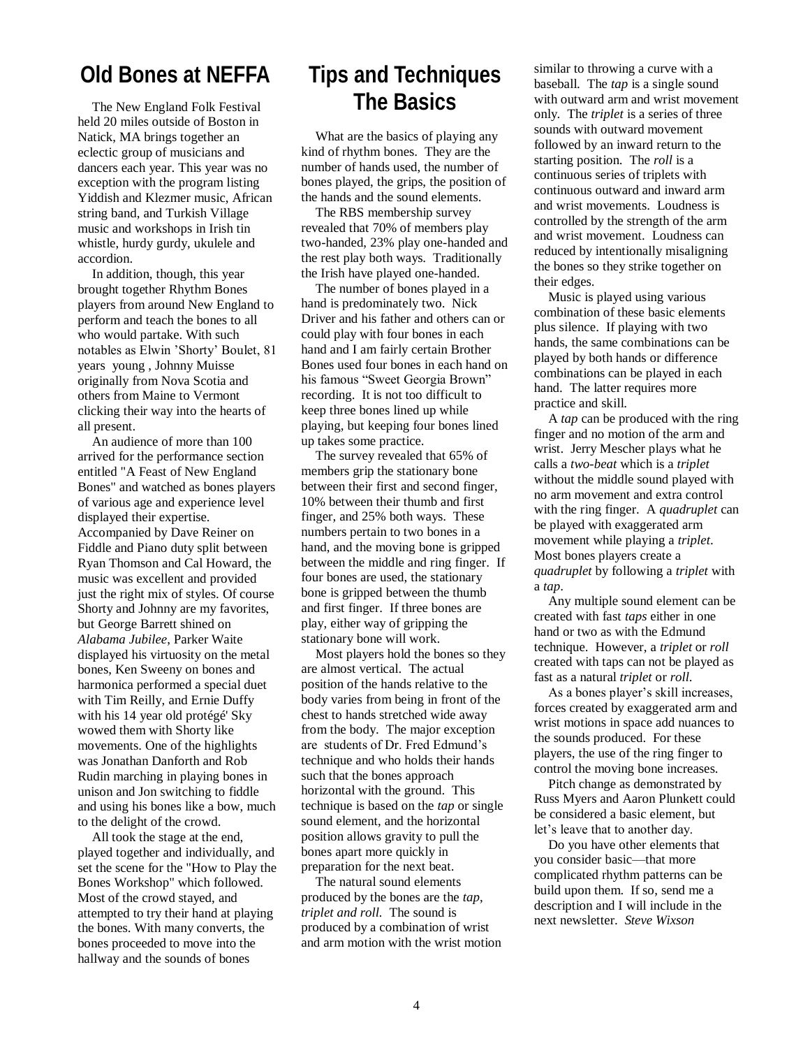# Old Bones at NEFFA

The New England Folk Festival held 20 miles outside of Boston in Natick, MA brings together an eclectic group of musicians and dancers each year. This year was no exception with the program listing Yiddish and Klezmer music, African string band, and Turkish Village music and workshops in Irish tin whistle, hurdy gurdy, ukulele and accordion.

In addition, though, this year brought together Rhythm Bones players from around New England to perform and teach the bones to all who would partake. With such notables as Elwin 'Shorty' Boulet, 81 years young , Johnny Muisse originally from Nova Scotia and others from Maine to Vermont clicking their way into the hearts of all present.

An audience of more than 100 arrived for the performance section entitled "A Feast of New England Bones" and watched as bones players of various age and experience level displayed their expertise. Accompanied by Dave Reiner on Fiddle and Piano duty split between Ryan Thomson and Cal Howard, the music was excellent and provided just the right mix of styles. Of course Shorty and Johnny are my favorites, but George Barrett shined on *Alabama Jubilee*, Parker Waite displayed his virtuosity on the metal bones, Ken Sweeny on bones and harmonica performed a special duet with Tim Reilly, and Ernie Duffy with his 14 year old protégé' Sky wowed them with Shorty like movements. One of the highlights was Jonathan Danforth and Rob Rudin marching in playing bones in unison and Jon switching to fiddle and using his bones like a bow, much to the delight of the crowd.

All took the stage at the end, played together and individually, and set the scene for the "How to Play the Bones Workshop" which followed. Most of the crowd stayed, and attempted to try their hand at playing the bones. With many converts, the bones proceeded to move into the hallway and the sounds of bones

# Tips and Techniques The Basics

What are the basics of playing any kind of rhythm bones. They are the number of hands used, the number of bones played, the grips, the position of the hands and the sound elements.

The RBS membership survey revealed that 70% of members play two-handed, 23% play one-handed and the rest play both ways. Traditionally the Irish have played one-handed.

The number of bones played in a hand is predominately two. Nick Driver and his father and others can or could play with four bones in each hand and I am fairly certain Brother Bones used four bones in each hand on his famous "Sweet Georgia Brown" recording. It is not too difficult to keep three bones lined up while playing, but keeping four bones lined up takes some practice.

The survey revealed that 65% of members grip the stationary bone between their first and second finger, 10% between their thumb and first finger, and 25% both ways. These numbers pertain to two bones in a hand, and the moving bone is gripped between the middle and ring finger. If four bones are used, the stationary bone is gripped between the thumb and first finger. If three bones are play, either way of gripping the stationary bone will work.

Most players hold the bones so they are almost vertical. The actual position of the hands relative to the body varies from being in front of the chest to hands stretched wide away from the body. The major exception are students of Dr. Fred Edmund's technique and who holds their hands such that the bones approach horizontal with the ground. This technique is based on the *tap* or single sound element, and the horizontal position allows gravity to pull the bones apart more quickly in preparation for the next beat.

The natural sound elements produced by the bones are the *tap*, *triplet and roll.* The sound is produced by a combination of wrist and arm motion with the wrist motion similar to throwing a curve with a baseball. The *tap* is a single sound with outward arm and wrist movement only. The *triplet* is a series of three sounds with outward movement followed by an inward return to the starting position. The *roll* is a continuous series of triplets with continuous outward and inward arm and wrist movements. Loudness is controlled by the strength of the arm and wrist movement. Loudness can reduced by intentionally misaligning the bones so they strike together on their edges.

Music is played using various combination of these basic elements plus silence. If playing with two hands, the same combinations can be played by both hands or difference combinations can be played in each hand. The latter requires more practice and skill.

A *tap* can be produced with the ring finger and no motion of the arm and wrist. Jerry Mescher plays what he calls a *two-beat* which is a *triplet* without the middle sound played with no arm movement and extra control with the ring finger. A *quadruplet* can be played with exaggerated arm movement while playing a *triplet*. Most bones players create a *quadruplet* by following a *triplet* with a *tap*.

Any multiple sound element can be created with fast *taps* either in one hand or two as with the Edmund technique. However, a *triplet* or *roll* created with taps can not be played as fast as a natural *triplet* or *roll.*

As a bones player's skill increases, forces created by exaggerated arm and wrist motions in space add nuances to the sounds produced. For these players, the use of the ring finger to control the moving bone increases.

Pitch change as demonstrated by Russ Myers and Aaron Plunkett could be considered a basic element, but let's leave that to another day.

Do you have other elements that you consider basic—that more complicated rhythm patterns can be build upon them. If so, send me a description and I will include in the next newsletter. *Steve Wixson*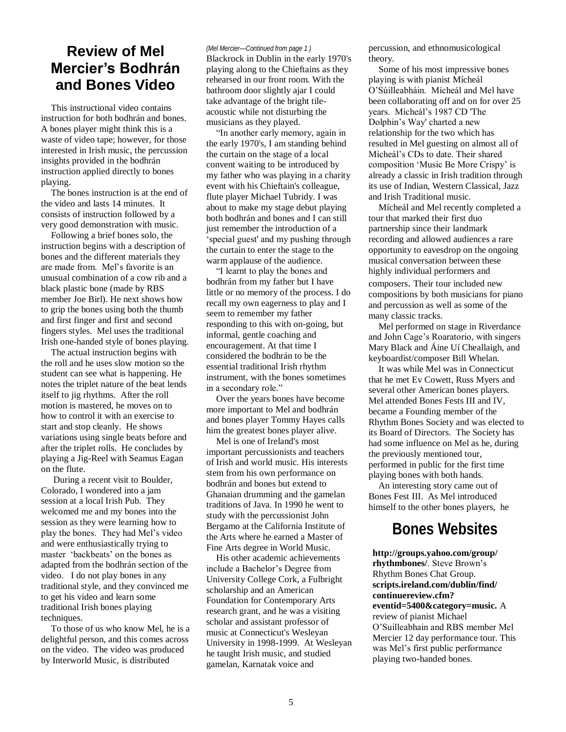## Review of Mel Mercier's Bodhrán and Bones Video

This instructional video contains instruction for both bodhrán and bones. A bones player might think this is a waste of video tape; however, for those interested in Irish music, the percussion insights provided in the bodhrán instruction applied directly to bones playing.

The bones instruction is at the end of the video and lasts 14 minutes. It consists of instruction followed by a very good demonstration with music.

Following a brief bones solo, the instruction begins with a description of bones and the different materials they are made from. Mel's favorite is an unusual combination of a cow rib and a black plastic bone (made by RBS member Joe Birl). He next shows how to grip the bones using both the thumb and first finger and first and second fingers styles. Mel uses the traditional Irish one-handed style of bones playing.

The actual instruction begins with the roll and he uses slow motion so the student can see what is happening. He notes the triplet nature of the beat lends itself to jig rhythms. After the roll motion is mastered, he moves on to how to control it with an exercise to start and stop cleanly. He shows variations using single beats before and after the triplet rolls. He concludes by playing a Jig-Reel with Seamus Eagan on the flute.

During a recent visit to Boulder, Colorado, I wondered into a jam session at a local Irish Pub. They welcomed me and my bones into the session as they were learning how to play the bones. They had Mel's video and were enthusiastically trying to master 'backbeats' on the bones as adapted from the bodhrán section of the video. I do not play bones in any traditional style, and they convinced me to get his video and learn some traditional Irish bones playing techniques.

To those of us who know Mel, he is a delightful person, and this comes across on the video. The video was produced by Interworld Music, is distributed

*(Mel Mercier—Continued from page 1 )*

Blackrock in Dublin in the early 1970's playing along to the Chieftains as they rehearsed in our front room. With the bathroom door slightly ajar I could take advantage of the bright tile-acoustic while not disturbing the musicians as they played.

"In another early memory, again in the early 1970's, I am standing behind the curtain on the stage of a local convent waiting to be introduced by my father who was playing in a charity event with his Chieftain's colleague, flute player Michael Tubridy. I was about to make my stage debut playing both bodhrán and bones and I can still just remember the introduction of a 'special guest' and my pushing through the curtain to enter the stage to the warm applause of the audience.

"I learnt to play the bones and bodhrán from my father but I have little or no memory of the process. I do recall my own eagerness to play and I seem to remember my father responding to this with on-going, but informal, gentle coaching and encouragement. At that time I considered the bodhrán to be the essential traditional Irish rhythm instrument, with the bones sometimes in a secondary role."

Over the years bones have become more important to Mel and bodhrán and bones player Tommy Hayes calls him the greatest bones player alive.

Mel is one of Ireland's most important percussionists and teachers of Irish and world music. His interests stem from his own performance on bodhrán and bones but extend to Ghanaian drumming and the gamelan traditions of Java. In 1990 he went to study with the percussionist John Bergamo at the California Institute of the Arts where he earned a Master of Fine Arts degree in World Music.

His other academic achievements include a Bachelor's Degree from University College Cork, a Fulbright scholarship and an American Foundation for Contemporary Arts research grant, and he was a visiting scholar and assistant professor of music at Connecticut's Wesleyan University in 1998-1999. At Wesleyan he taught Irish music, and studied gamelan, Karnatak voice and percussion, and ethnomusicological theory.

Some of his most impressive bones playing is with pianist Mícheál O'Súilleabháin. Mícheál and Mel have been collaborating off and on for over 25 years. Mícheál's 1987 CD 'The Dolphin's Way' charted a new relationship for the two which has resulted in Mel guesting on almost all of Mícheál's CDs to date. Their shared composition 'Music Be More Crispy' is already a classic in Irish tradition through its use of Indian, Western Classical, Jazz and Irish Traditional music.

Mícheál and Mel recently completed a tour that marked their first duo partnership since their landmark recording and allowed audiences a rare opportunity to eavesdrop on the ongoing musical conversation between these highly individual performers and composers. Their tour included new compositions by both musicians for piano and percussion as well as some of the many classic tracks.

Mel performed on stage in Riverdance and John Cage's Roaratorio, with singers Mary Black and Áine Uí Cheallaigh, and keyboardist/composer Bill Whelan.

It was while Mel was in Connecticut that he met Ev Cowett, Russ Myers and several other American bones players. Mel attended Bones Fests III and IV, became a Founding member of the Rhythm Bones Society and was elected to its Board of Directors. The Society has had some influence on Mel as he, during the previously mentioned tour, performed in public for the first time playing bones with both hands.

An interesting story came out of Bones Fest III. As Mel introduced himself to the other bones players, he

## Bones Websites

**http://groups.yahoo.com/group/rhythmbones/**. Steve Brown's Rhythm Bones Chat Group.

**scripts.ireland.com/dublin/find/continuereview.cfm?eventid=5400&category=music.** A review of pianist Michael O'Suilleabhain and RBS member Mel Mercier 12 day performance tour. This was Mel's first public performance playing two-handed bones.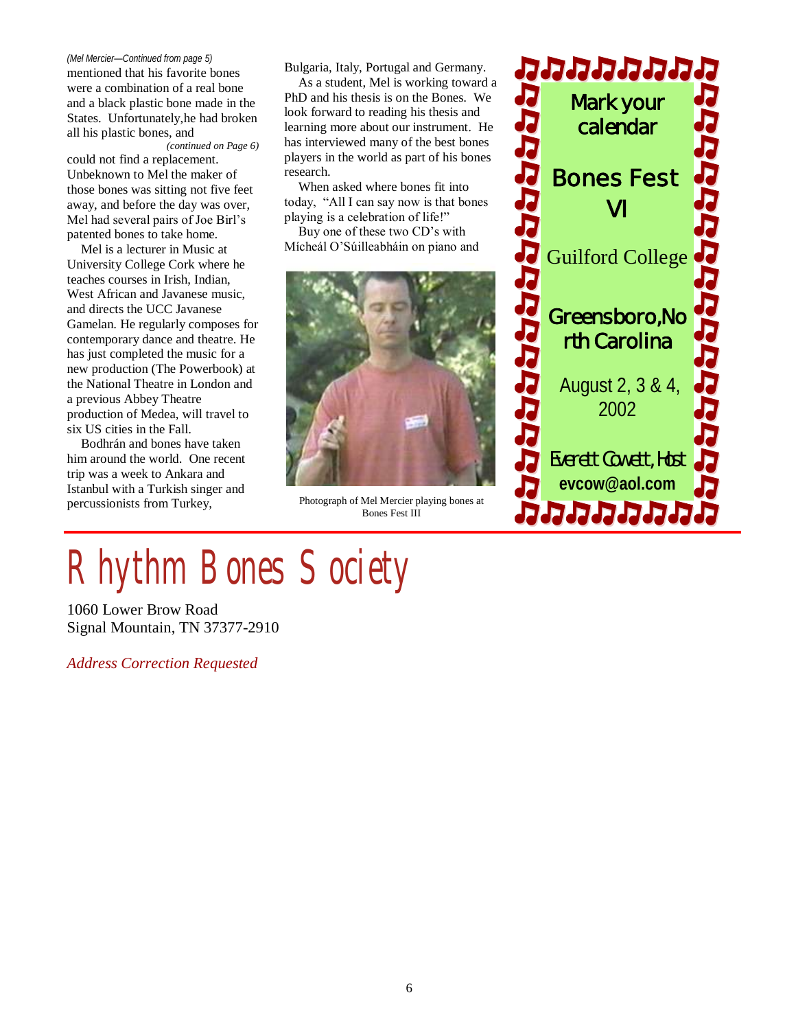*(Mel Mercier—Continued from page 5)*

mentioned that his favorite bones were a combination of a real bone and a black plastic bone made in the States. Unfortunately,he had broken all his plastic bones, and

*(continued on Page 6)*

could not find a replacement. Unbeknown to Mel the maker of those bones was sitting not five feet away, and before the day was over, Mel had several pairs of Joe Birl's patented bones to take home.

Mel is a lecturer in Music at University College Cork where he teaches courses in Irish, Indian, West African and Javanese music, and directs the UCC Javanese Gamelan. He regularly composes for contemporary dance and theatre. He has just completed the music for a new production (The Powerbook) at the National Theatre in London and a previous Abbey Theatre production of Medea, will travel to six US cities in the Fall.

Bodhrán and bones have taken him around the world. One recent trip was a week to Ankara and Istanbul with a Turkish singer and percussionists from Turkey, Bulgaria, Italy, Portugal and Germany.

As a student, Mel is working toward a PhD and his thesis is on the Bones. We look forward to reading his thesis and learning more about our instrument. He has interviewed many of the best bones players in the world as part of his bones research.

When asked where bones fit into today, "All I can say now is that bones playing is a celebration of life!"

Buy one of these two CD's with Mícheál O'Súilleabháin on piano and

Photograph of Mel Mercier playing bones at Bones Fest III

**Mark your calendar**

**Bones Fest VI**

Guilford College

**Greensboro,North Carolina**

August 2, 3 & 4, 2002

Everett Cowett, Host
**evcow@aol.com**

# Rhythm Bones Society

1060 Lower Brow Road
Signal Mountain, TN 37377-2910

*Address Correction Requested*